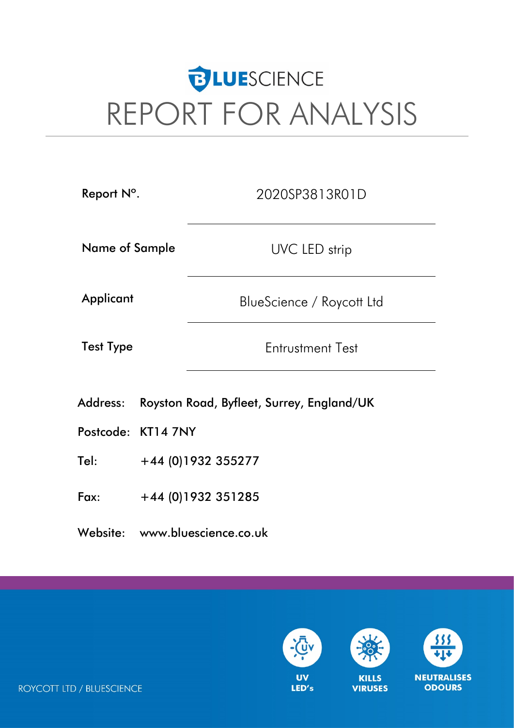# BLUESCIENCE

# REPORT FOR ANALYSIS

| | |
|---|---|
| Report N°. | 2020SP3813R01D |
| Name of Sample | UVC LED strip |
| Applicant | BlueScience / Roycott Ltd |
| Test Type | Entrustment Test |

Address: Royston Road, Byfleet, Surrey, England/UK

Postcode: KT14 7NY

Tel: +44 (0)1932 355277

Fax: +44 (0)1932 351285

Website: www.bluescience.co.uk

ROYCOTT LTD / BLUESCIENCE

UV LED's

KILLS VIRUSES

NEUTRALISES ODOURS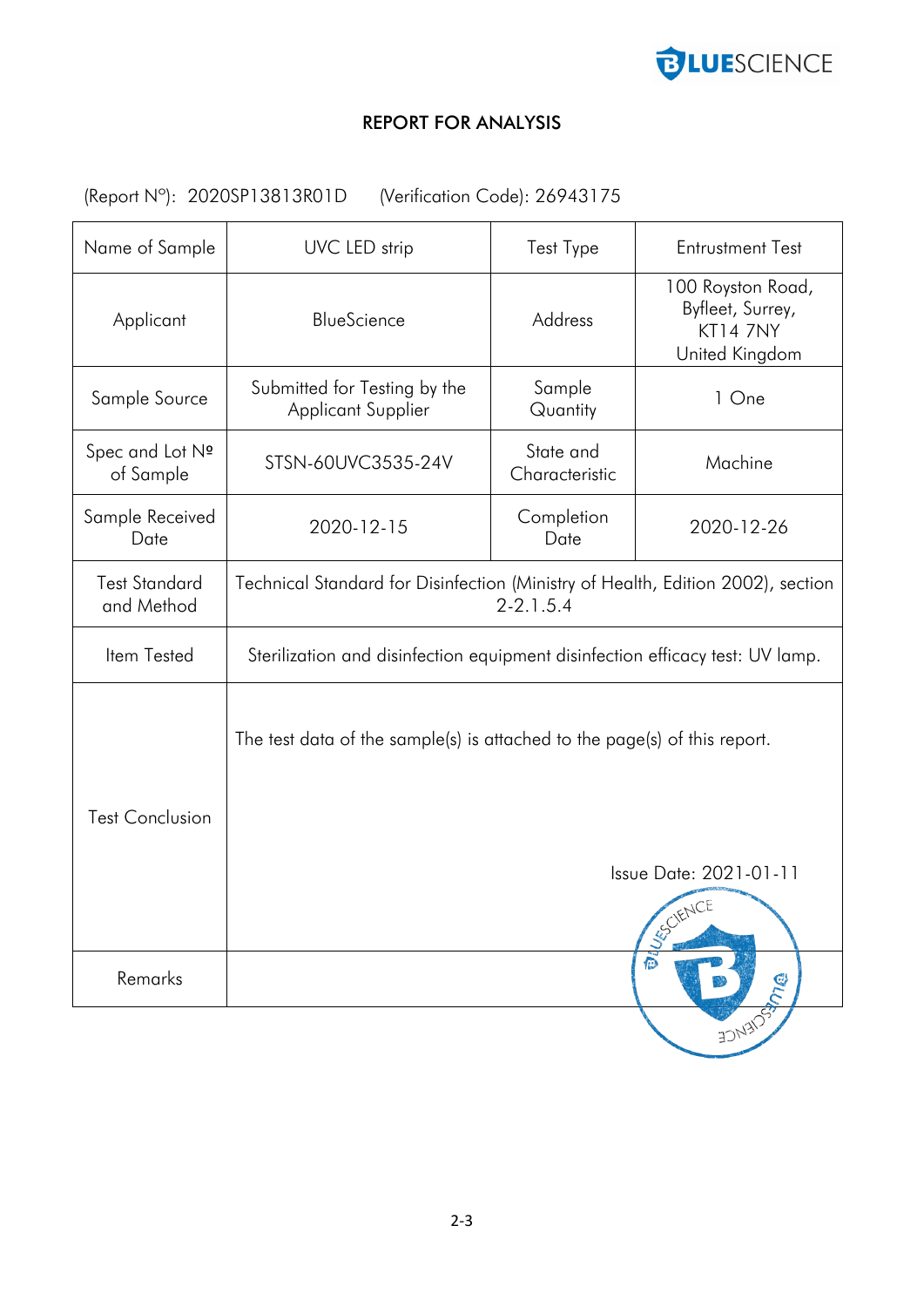# REPORT FOR ANALYSIS

(Report N°): 2020SP13813R01D (Verification Code): 26943175

| | | | |
|---|---|---|---|
| Name of Sample | UVC LED strip | Test Type | Entrustment Test |
| Applicant | BlueScience | Address | 100 Royston Road, Byfleet, Surrey, KT14 7NY United Kingdom |
| Sample Source | Submitted for Testing by the Applicant Supplier | Sample Quantity | 1 One |
| Spec and Lot № of Sample | STSN-60UVC3535-24V | State and Characteristic | Machine |
| Sample Received Date | 2020-12-15 | Completion Date | 2020-12-26 |
| Test Standard and Method | Technical Standard for Disinfection (Ministry of Health, Edition 2002), section 2-2.1.5.4 | | |
| Item Tested | Sterilization and disinfection equipment disinfection efficacy test: UV lamp. | | |
| Test Conclusion | The test data of the sample(s) is attached to the page(s) of this report.<br><br>Issue Date: 2021-01-11 | | |
| Remarks | | | |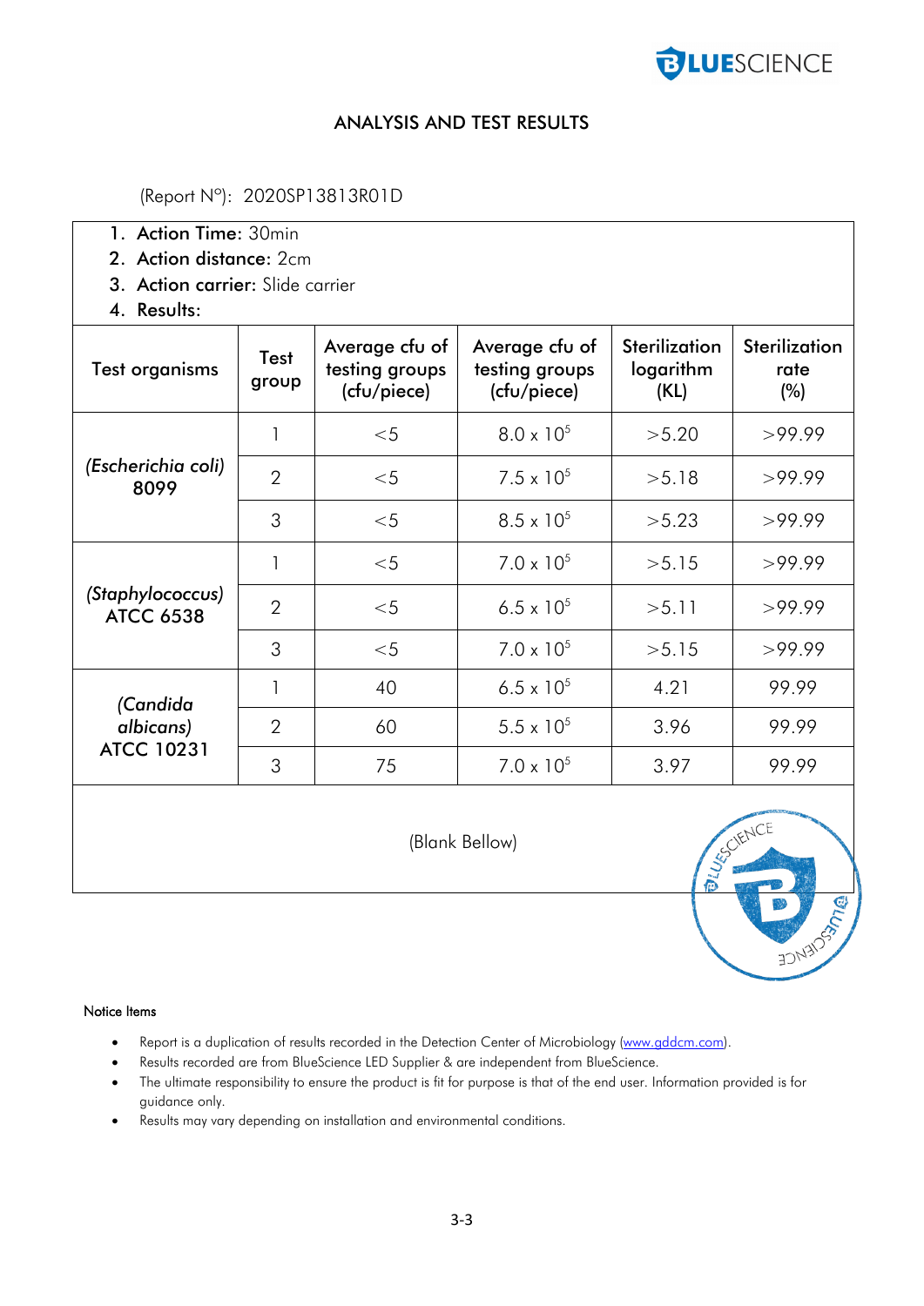# ANALYSIS AND TEST RESULTS

(Report N°): 2020SP13813R01D

1. **Action Time:** 30min
2. **Action distance:** 2cm
3. **Action carrier:** Slide carrier
4. **Results:**

| Test organisms | Test group | Average cfu of testing groups (cfu/piece) | Average cfu of testing groups (cfu/piece) | Sterilization logarithm (KL) | Sterilization rate (%) |
|---|---|---|---|---|---|
| *(Escherichia coli)* 8099 | 1 | <5 | $8.0 \times 10^5$ | >5.20 | >99.99 |
| | 2 | <5 | $7.5 \times 10^5$ | >5.18 | >99.99 |
| | 3 | <5 | $8.5 \times 10^5$ | >5.23 | >99.99 |
| *(Staphylococcus)* ATCC 6538 | 1 | <5 | $7.0 \times 10^5$ | >5.15 | >99.99 |
| | 2 | <5 | $6.5 \times 10^5$ | >5.11 | >99.99 |
| | 3 | <5 | $7.0 \times 10^5$ | >5.15 | >99.99 |
| *(Candida albicans)* ATCC 10231 | 1 | 40 | $6.5 \times 10^5$ | 4.21 | 99.99 |
| | 2 | 60 | $5.5 \times 10^5$ | 3.96 | 99.99 |
| | 3 | 75 | $7.0 \times 10^5$ | 3.97 | 99.99 |

(Blank Bellow)

Notice Items

- Report is a duplication of results recorded in the Detection Center of Microbiology (www.gddcm.com).
- Results recorded are from BlueScience LED Supplier & are independent from BlueScience.
- The ultimate responsibility to ensure the product is fit for purpose is that of the end user. Information provided is for guidance only.
- Results may vary depending on installation and environmental conditions.